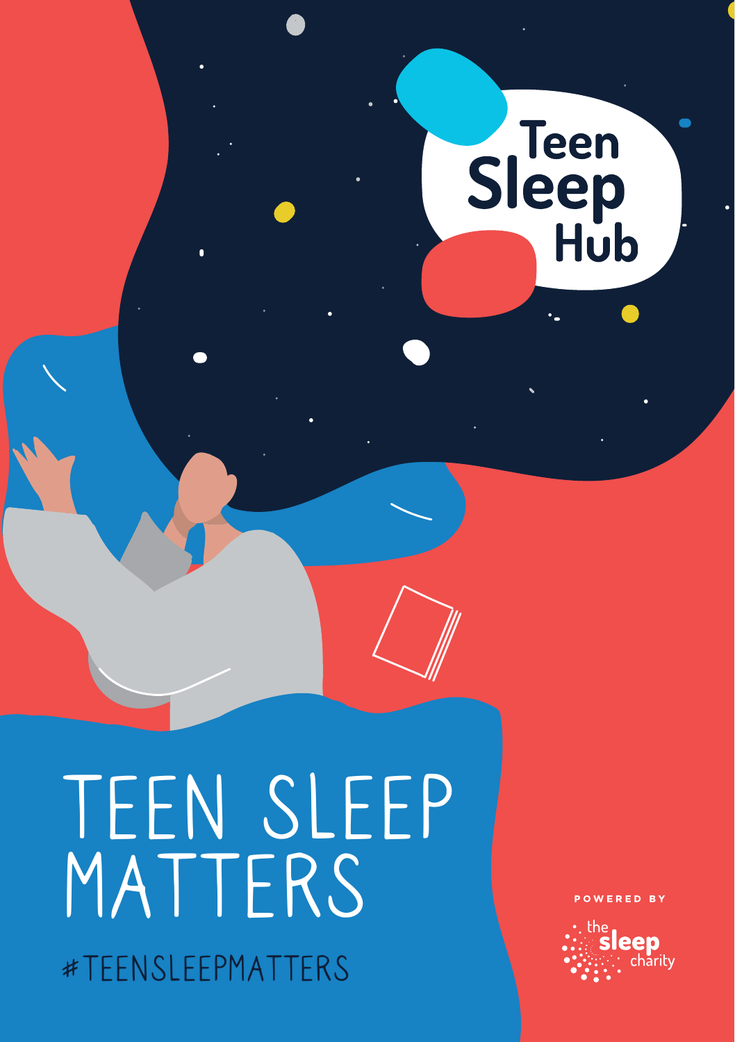Teen Sleep Hub

# TEEN SLEEP MATTERS

#TEENSLEEPMATTERS

POWERED BY

the sleep charity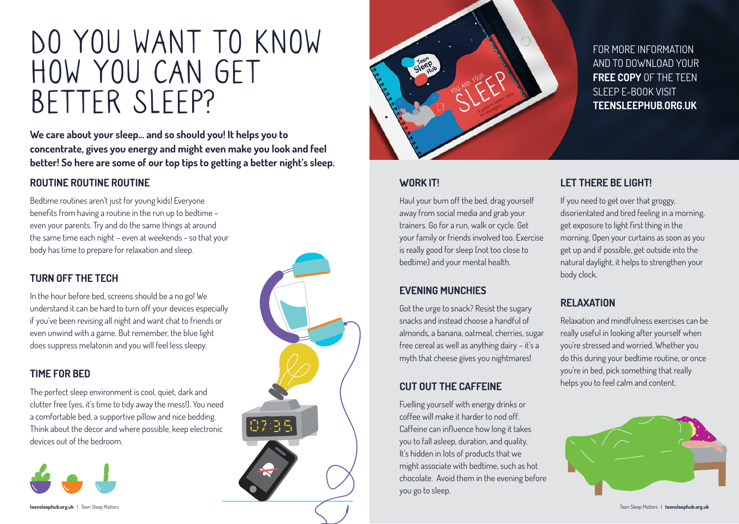# DO YOU WANT TO KNOW HOW YOU CAN GET BETTER SLEEP?

**We care about your sleep... and so should you! It helps you to concentrate, gives you energy and might even make you look and feel better! So here are some of our top tips to getting a better night's sleep.**

## ROUTINE ROUTINE ROUTINE

Bedtime routines aren't just for young kids! Everyone benefits from having a routine in the run up to bedtime – even your parents. Try and do the same things at around the same time each night – even at weekends - so that your body has time to prepare for relaxation and sleep.

## TURN OFF THE TECH

In the hour before bed, screens should be a no go! We understand it can be hard to turn off your devices especially if you've been revising all night and want chat to friends or even unwind with a game. But remember, the blue light does suppress melatonin and you will feel less sleepy.

## TIME FOR BED

The perfect sleep environment is cool, quiet, dark and clutter free (yes, it's time to tidy away the mess!). You need a comfortable bed, a supportive pillow and nice bedding. Think about the décor and where possible, keep electronic devices out of the bedroom.

FOR MORE INFORMATION AND TO DOWNLOAD YOUR **FREE COPY** OF THE TEEN SLEEP E-BOOK VISIT **TEENSLEEPHUB.ORG.UK**

## WORK IT!

Haul your bum off the bed, drag yourself away from social media and grab your trainers. Go for a run, walk or cycle. Get your family or friends involved too. Exercise is really good for sleep (not too close to bedtime) and your mental health.

## EVENING MUNCHIES

Got the urge to snack? Resist the sugary snacks and instead choose a handful of almonds, a banana, oatmeal, cherries, sugar free cereal as well as anything dairy – it's a myth that cheese gives you nightmares!

## CUT OUT THE CAFFEINE

Fuelling yourself with energy drinks or coffee will make it harder to nod off. Caffeine can influence how long it takes you to fall asleep, duration, and quality. It's hidden in lots of products that we might associate with bedtime, such as hot chocolate. Avoid them in the evening before you go to sleep.

## LET THERE BE LIGHT!

If you need to get over that groggy, disorientated and tired feeling in a morning, get exposure to light first thing in the morning. Open your curtains as soon as you get up and if possible, get outside into the natural daylight, it helps to strengthen your body clock.

## RELAXATION

Relaxation and mindfulness exercises can be really useful in looking after yourself when you're stressed and worried. Whether you do this during your bedtime routine, or once you're in bed, pick something that really helps you to feel calm and content.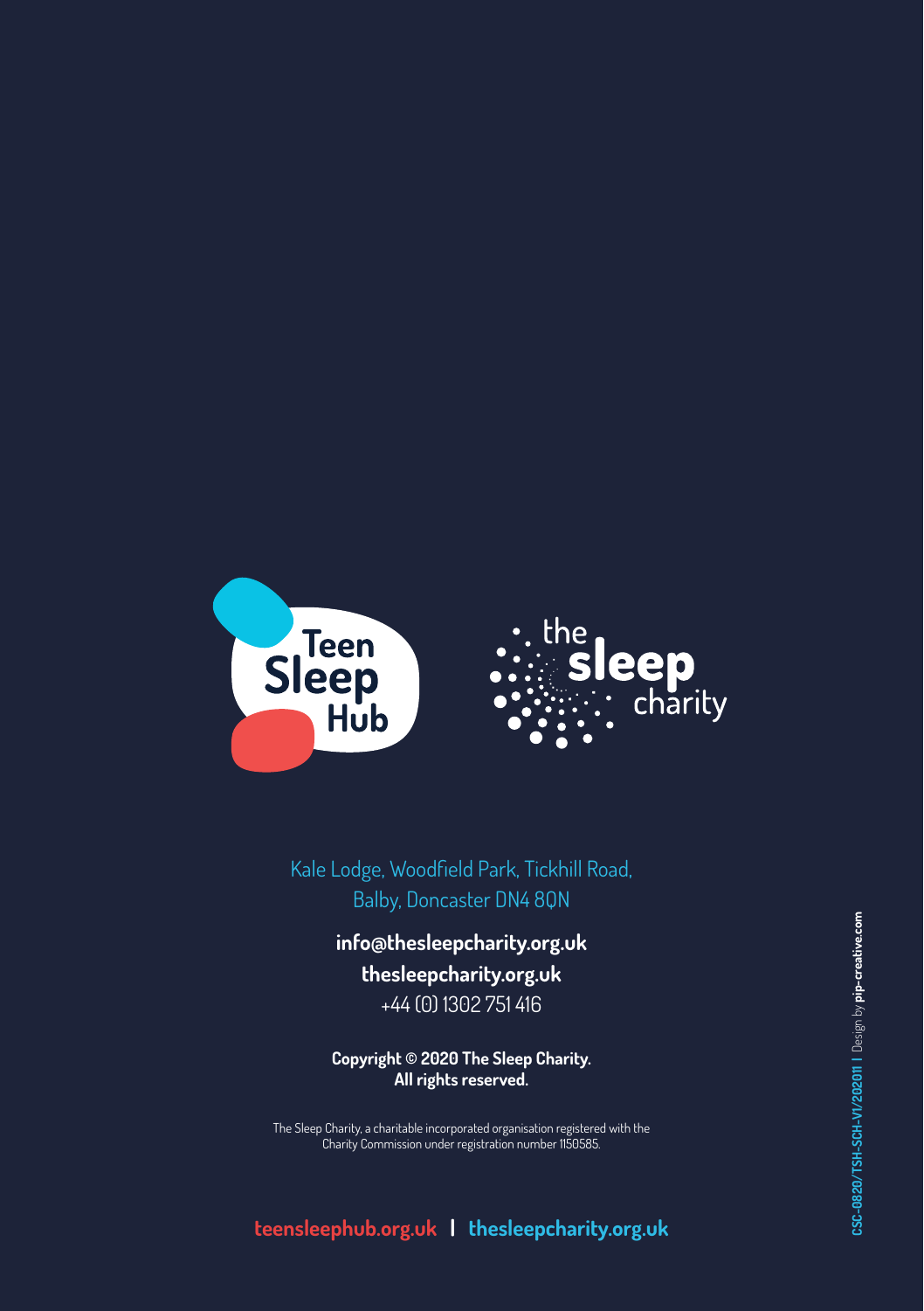Teen Sleep Hub

the sleep charity

Kale Lodge, Woodfield Park, Tickhill Road,
Balby, Doncaster DN4 8QN

**info@thesleepcharity.org.uk**
**thesleepcharity.org.uk**
+44 (0) 1302 751 416

**Copyright © 2020 The Sleep Charity.**
**All rights reserved.**

The Sleep Charity, a charitable incorporated organisation registered with the Charity Commission under registration number 1150585.

**teensleephub.org.uk | thesleepcharity.org.uk**

**CSC-0820/TSH-SCH-V1/202011 |** Design by **pip-creative.com**